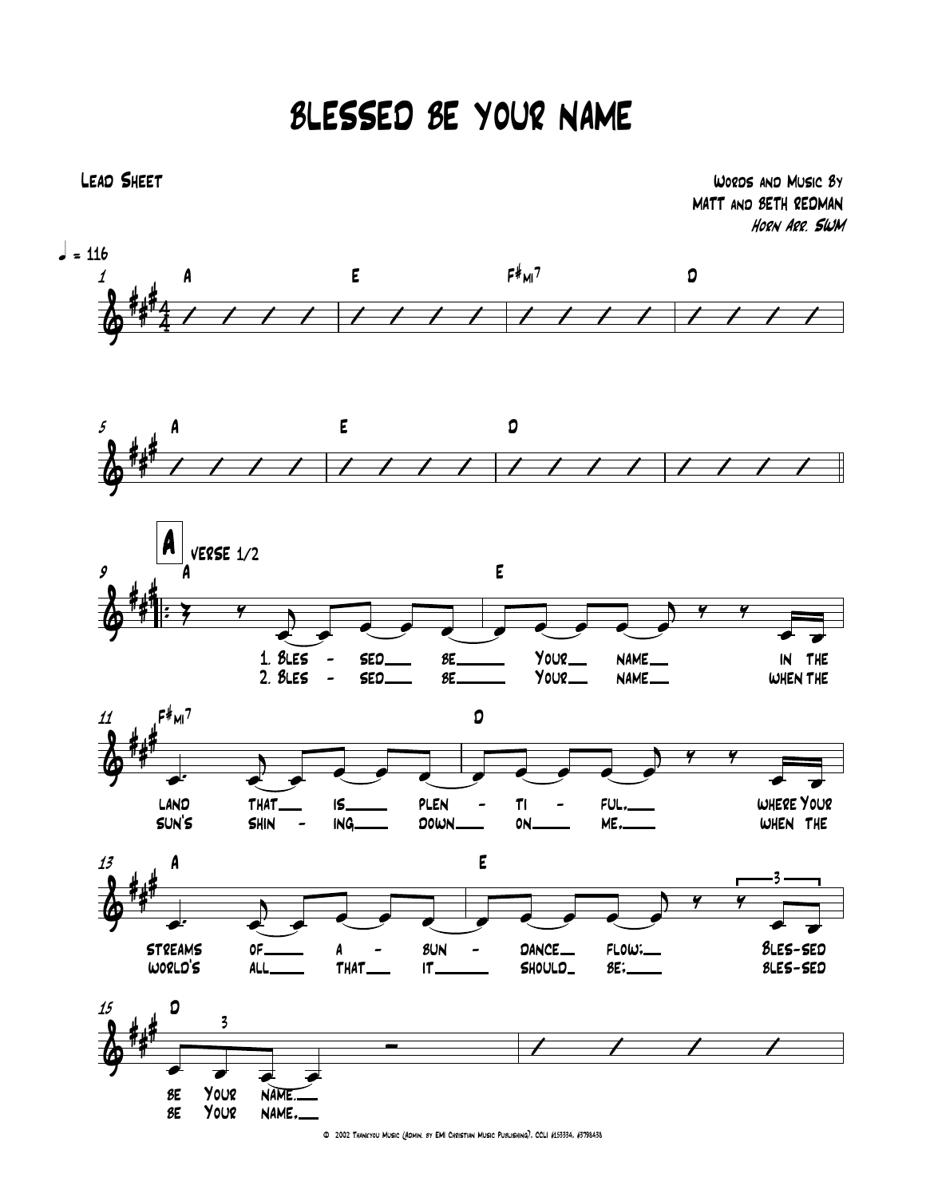# BLESSED BE YOUR NAME

Lead Sheet

Words and Music By
MATT and BETH REDMAN
*Horn Arr. SWM*

♩ = 116

1 A | E | F♯mi7 | D

5 A | E | D |

**A** VERSE 1/2

9 A | E

1. Bles - sed be Your name in the
2. Bles - sed be Your name when the

11 F♯mi7 | D

land that is plen - ti - ful, where Your
sun's shin - ing down on me, when the

13 A | E

streams of a - bun - dance flow; Bles-sed
world's all that it should be; bles-sed

15 D

be Your name.
be Your name,

© 2002 Thankyou Music (Admin. by EMI Christian Music Publishing). CCLI #153334. #3798438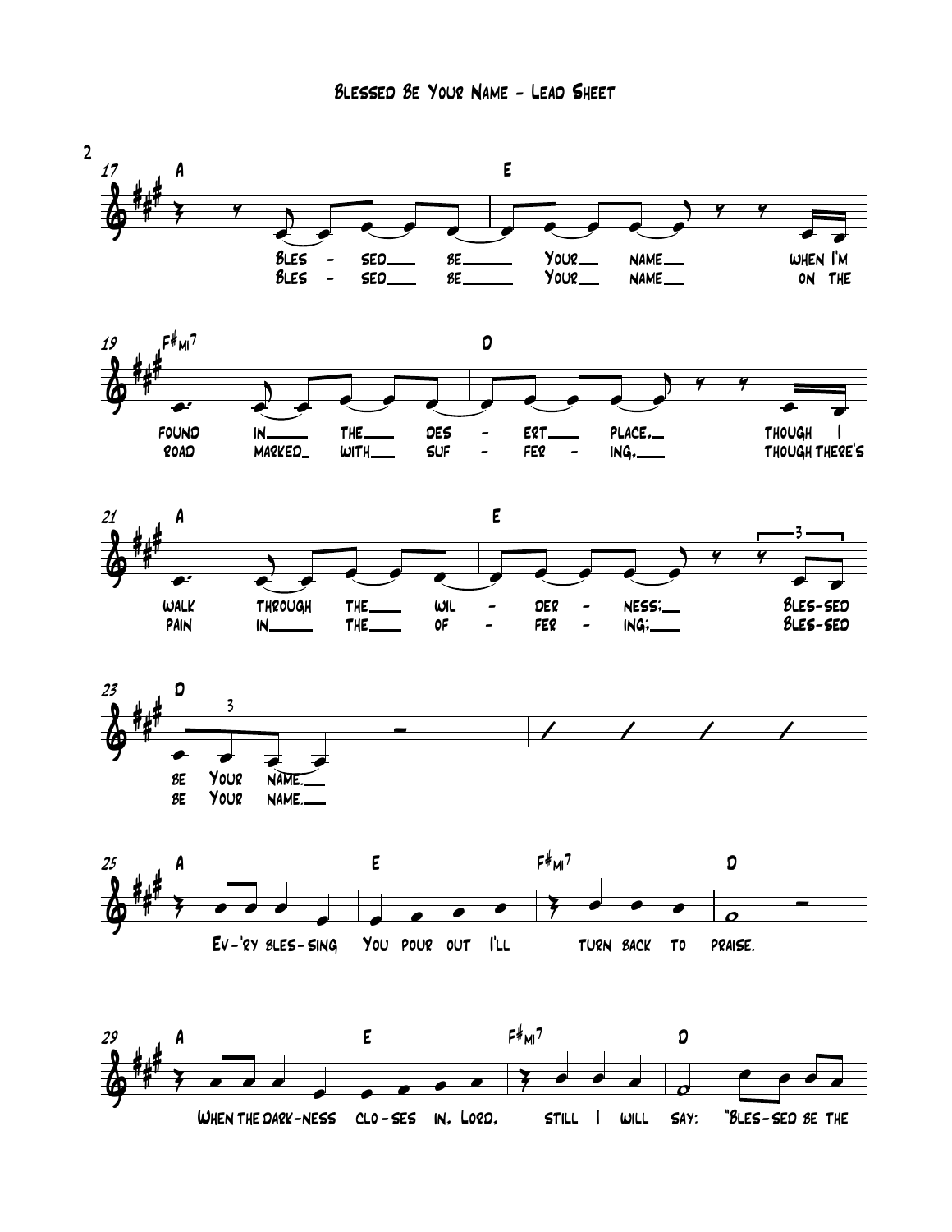17 A E

Bles - sed be Your name when I'm
Bles - sed be Your name on the

19 F#mi7 D

found in the des - ert place, though I
road marked with suf - fer - ing, though there's

21 A E

walk through the wil - der - ness; Bles-sed
pain in the of - fer - ing; Bles-sed

23 D

be Your name.
be Your name.

25 A E F#mi7 D

Ev-'ry bles-sing You pour out I'll turn back to praise.

29 A E F#mi7 D

When the dark-ness clo-ses in, Lord, still I will say: "Bles-sed be the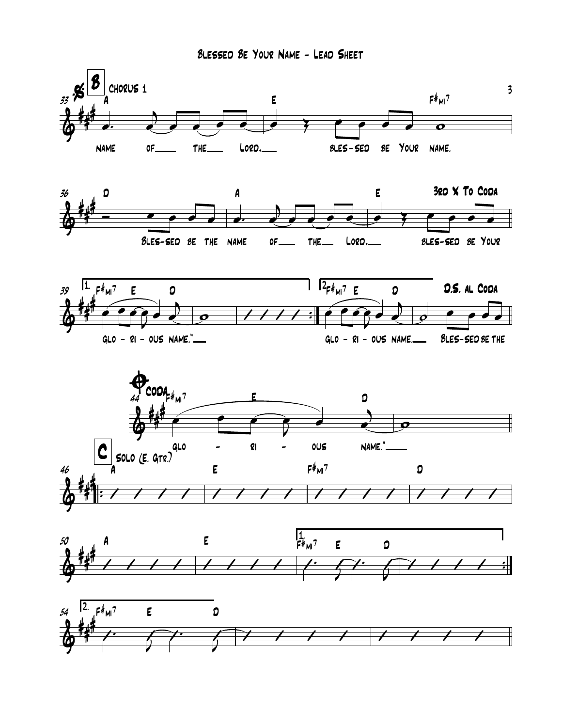# Blessed Be Your Name - Lead Sheet

**B** CHORUS 1

33 A — E — F#mi7

name of___ the___ Lord,___ bles-sed be Your name.

36 D — A — E — 3rd X To Coda

Bles-sed be the name of___ the___ Lord,___ bles-sed be Your

39 [1. F#mi7 E D] [2. F#mi7 E D] D.S. al Coda

glo - ri - ous name."___ glo - ri - ous name.___ Bles-sed be the

CODA

44 F#mi7 E D

glo - ri - ous name."___

**C** SOLO (E. Gtr.)

46 A — E — F#mi7 — D

50 A — E — [1. F#mi7 E D]

54 [2. F#mi7 E D]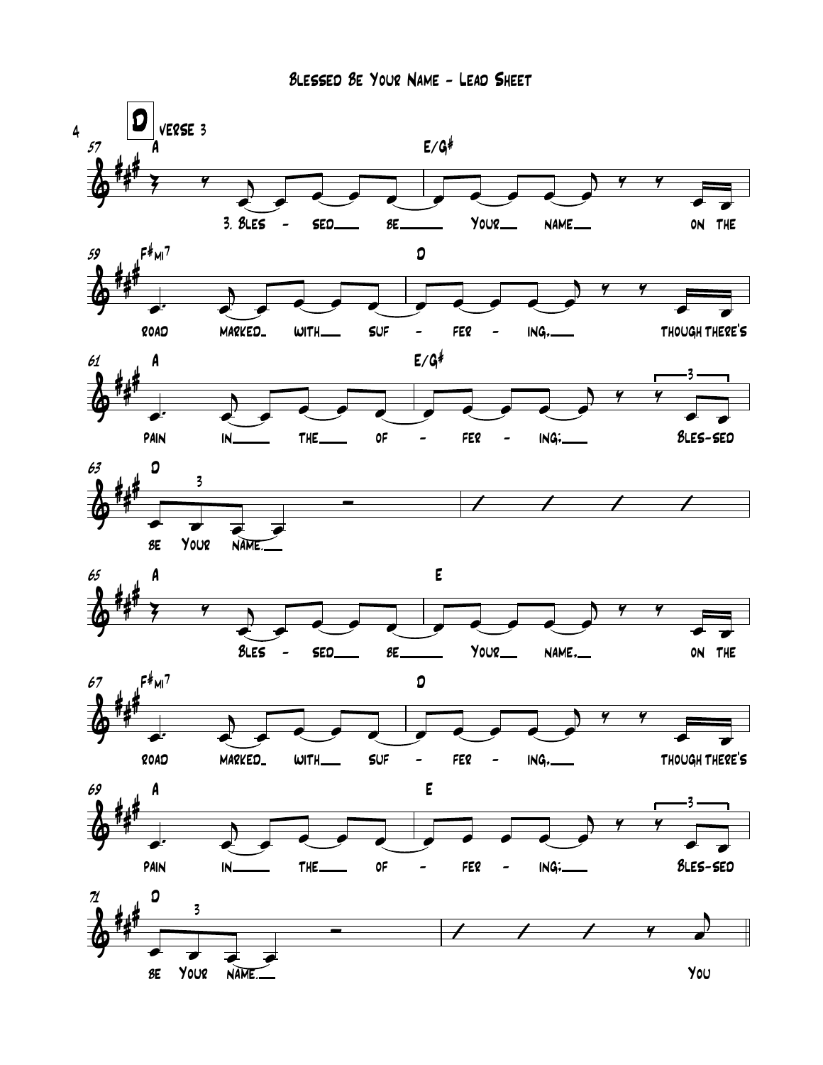# Blessed Be Your Name - Lead Sheet

**D** Verse 3

57 A — E/G#

3. Bles - sed be Your name on the

59 F#mi7 — D

road marked with suf - fer - ing, though there's

61 A — E/G#

pain in the of - fer - ing; Bles-sed

63 D

be Your name.

65 A — E

Bles - sed be Your name, on the

67 F#mi7 — D

road marked with suf - fer - ing, though there's

69 A — E

pain in the of - fer - ing; Bles-sed

71 D

be Your name. You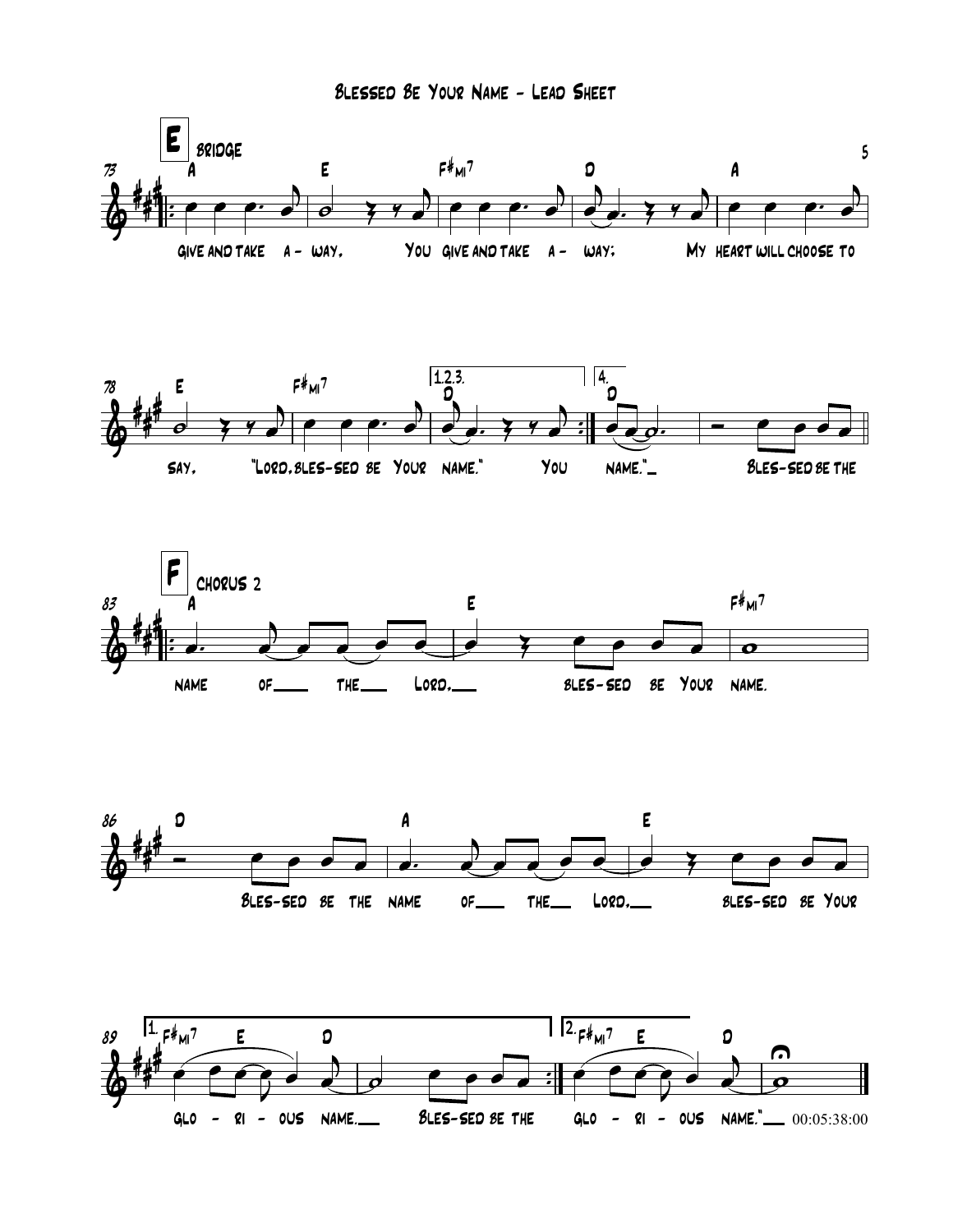# Blessed Be Your Name - Lead Sheet

**E** Bridge

73 A E F#mi7 D A

give and take a - way. You give and take a - way; My heart will choose to

78 E F#mi7 [1.2.3. D] [4. D]

say, "Lord, bles-sed be Your name." You name." Bles-sed be the

**F** Chorus 2

83 A E F#mi7

name of the Lord, bles-sed be Your name.

86 D A E

Bles-sed be the name of the Lord, bles-sed be Your

89 [1. F#mi7 E D] [2. F#mi7 E D]

glo - ri - ous name. Bles-sed be the glo - ri - ous name."

00:05:38:00